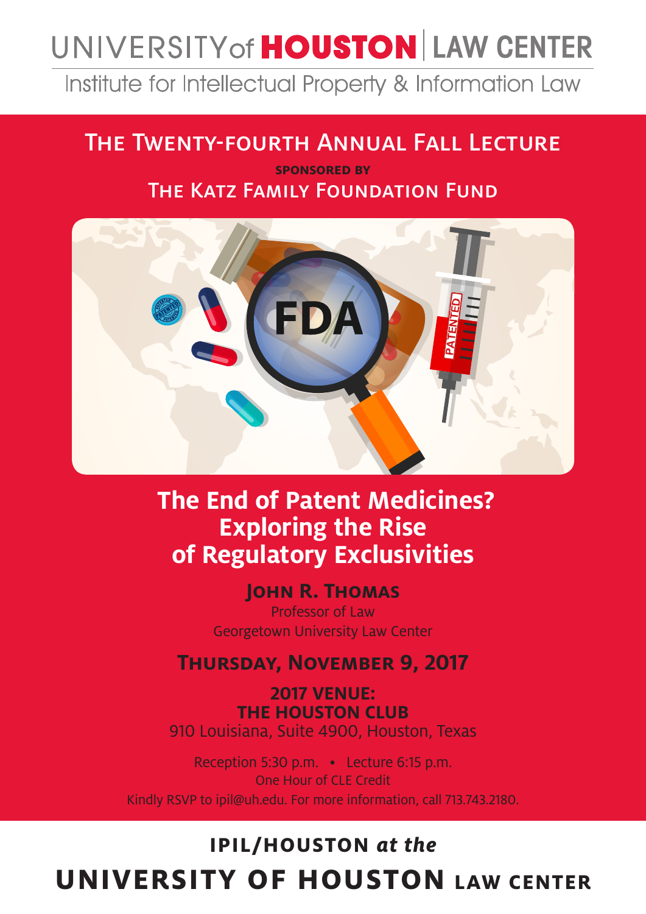# UNIVERSITY of HOUSTON | LAW CENTER

Institute for Intellectual Property & Information Law

## The Twenty-fourth Annual Fall Lecture

**SPONSORED BY**

The Katz Family Foundation Fund

# The End of Patent Medicines? Exploring the Rise of Regulatory Exclusivities

**John R. Thomas**

Professor of Law

Georgetown University Law Center

**Thursday, November 9, 2017**

**2017 VENUE:**
**THE HOUSTON CLUB**

910 Louisiana, Suite 4900, Houston, Texas

Reception 5:30 p.m. • Lecture 6:15 p.m.

One Hour of CLE Credit

Kindly RSVP to ipil@uh.edu. For more information, call 713.743.2180.

**IPIL/HOUSTON *at the***

**UNIVERSITY OF HOUSTON LAW CENTER**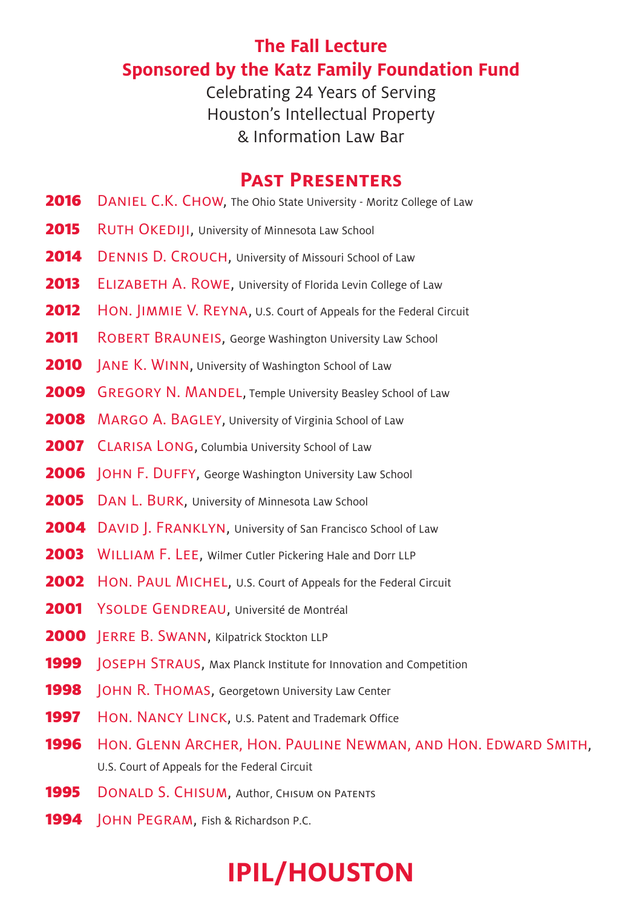## The Fall Lecture
## Sponsored by the Katz Family Foundation Fund

Celebrating 24 Years of Serving
Houston's Intellectual Property
& Information Law Bar

## Past Presenters

**2016** Daniel C.K. Chow, The Ohio State University - Moritz College of Law

**2015** Ruth Okediji, University of Minnesota Law School

**2014** Dennis D. Crouch, University of Missouri School of Law

**2013** Elizabeth A. Rowe, University of Florida Levin College of Law

**2012** Hon. Jimmie V. Reyna, U.S. Court of Appeals for the Federal Circuit

**2011** Robert Brauneis, George Washington University Law School

**2010** Jane K. Winn, University of Washington School of Law

**2009** Gregory N. Mandel, Temple University Beasley School of Law

**2008** Margo A. Bagley, University of Virginia School of Law

**2007** Clarisa Long, Columbia University School of Law

**2006** John F. Duffy, George Washington University Law School

**2005** Dan L. Burk, University of Minnesota Law School

**2004** David J. Franklyn, University of San Francisco School of Law

**2003** William F. Lee, Wilmer Cutler Pickering Hale and Dorr LLP

**2002** Hon. Paul Michel, U.S. Court of Appeals for the Federal Circuit

**2001** Ysolde Gendreau, Université de Montréal

**2000** Jerre B. Swann, Kilpatrick Stockton LLP

**1999** Joseph Straus, Max Planck Institute for Innovation and Competition

**1998** John R. Thomas, Georgetown University Law Center

**1997** Hon. Nancy Linck, U.S. Patent and Trademark Office

**1996** Hon. Glenn Archer, Hon. Pauline Newman, and Hon. Edward Smith, U.S. Court of Appeals for the Federal Circuit

**1995** Donald S. Chisum, Author, Chisum on Patents

**1994** John Pegram, Fish & Richardson P.C.

# IPIL/HOUSTON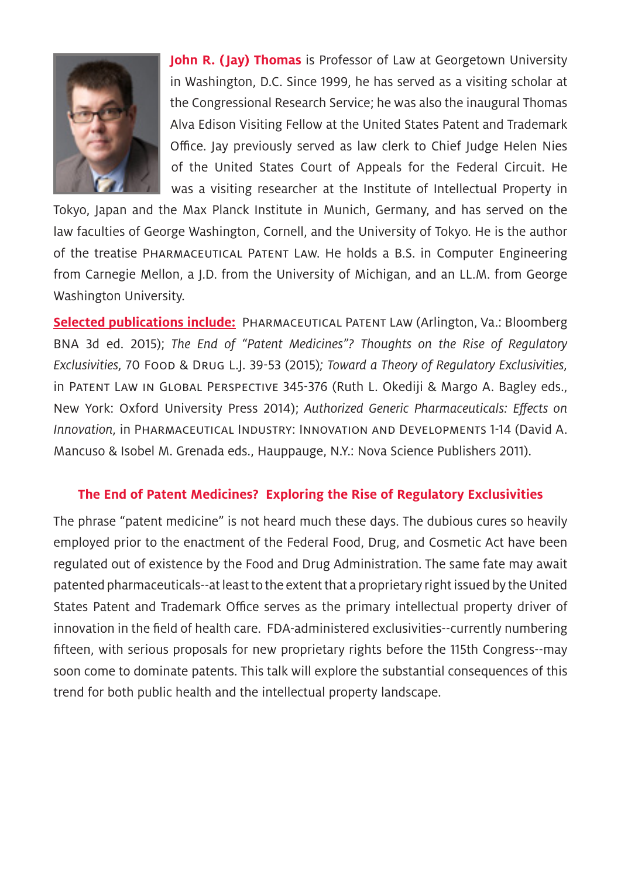**John R. (Jay) Thomas** is Professor of Law at Georgetown University in Washington, D.C. Since 1999, he has served as a visiting scholar at the Congressional Research Service; he was also the inaugural Thomas Alva Edison Visiting Fellow at the United States Patent and Trademark Office. Jay previously served as law clerk to Chief Judge Helen Nies of the United States Court of Appeals for the Federal Circuit. He was a visiting researcher at the Institute of Intellectual Property in Tokyo, Japan and the Max Planck Institute in Munich, Germany, and has served on the law faculties of George Washington, Cornell, and the University of Tokyo. He is the author of the treatise PHARMACEUTICAL PATENT LAW. He holds a B.S. in Computer Engineering from Carnegie Mellon, a J.D. from the University of Michigan, and an LL.M. from George Washington University.

**Selected publications include:** PHARMACEUTICAL PATENT LAW (Arlington, Va.: Bloomberg BNA 3d ed. 2015); *The End of "Patent Medicines"? Thoughts on the Rise of Regulatory Exclusivities*, 70 FOOD & DRUG L.J. 39-53 (2015); *Toward a Theory of Regulatory Exclusivities*, in PATENT LAW IN GLOBAL PERSPECTIVE 345-376 (Ruth L. Okediji & Margo A. Bagley eds., New York: Oxford University Press 2014); *Authorized Generic Pharmaceuticals: Effects on Innovation*, in PHARMACEUTICAL INDUSTRY: INNOVATION AND DEVELOPMENTS 1-14 (David A. Mancuso & Isobel M. Grenada eds., Hauppauge, N.Y.: Nova Science Publishers 2011).

## The End of Patent Medicines? Exploring the Rise of Regulatory Exclusivities

The phrase "patent medicine" is not heard much these days. The dubious cures so heavily employed prior to the enactment of the Federal Food, Drug, and Cosmetic Act have been regulated out of existence by the Food and Drug Administration. The same fate may await patented pharmaceuticals--at least to the extent that a proprietary right issued by the United States Patent and Trademark Office serves as the primary intellectual property driver of innovation in the field of health care. FDA-administered exclusivities--currently numbering fifteen, with serious proposals for new proprietary rights before the 115th Congress--may soon come to dominate patents. This talk will explore the substantial consequences of this trend for both public health and the intellectual property landscape.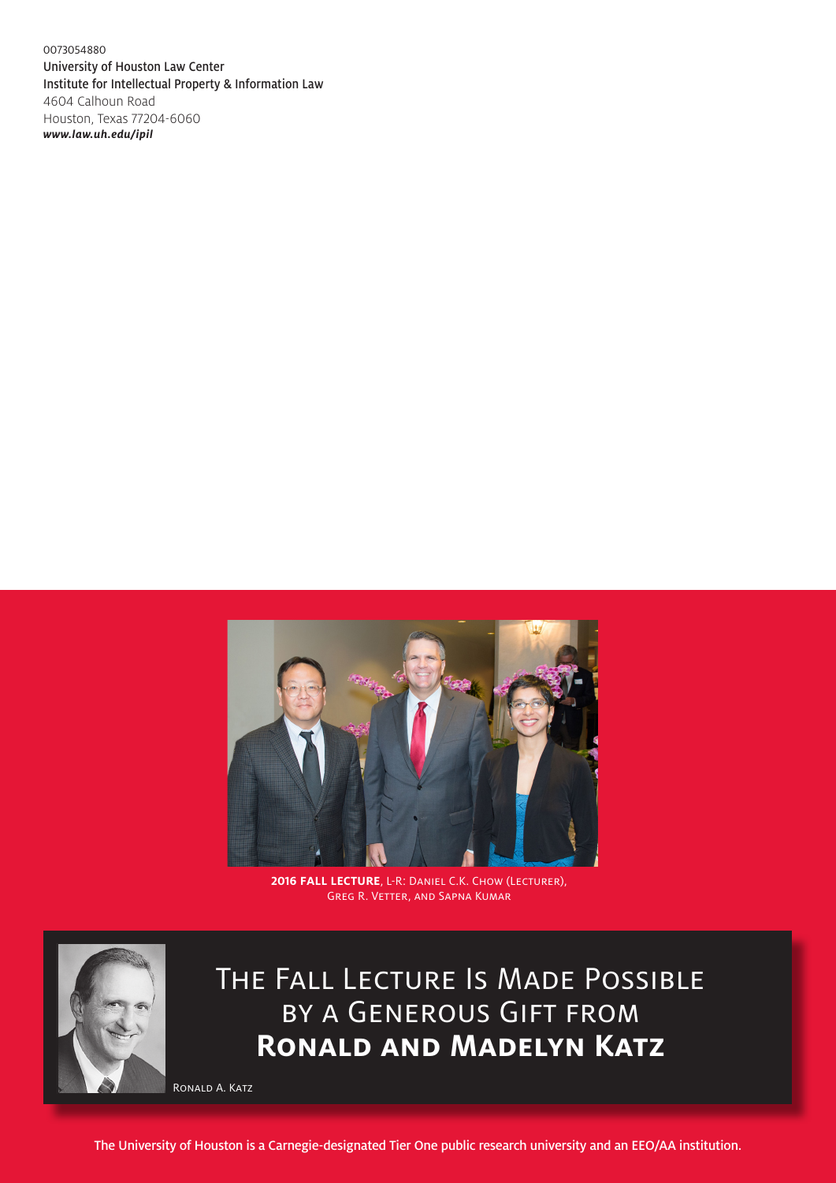0073054880

University of Houston Law Center

Institute for Intellectual Property & Information Law

4604 Calhoun Road

Houston, Texas 77204-6060

***www.law.uh.edu/ipil***

**2016 FALL LECTURE**, L-R: DANIEL C.K. CHOW (LECTURER), GREG R. VETTER, AND SAPNA KUMAR

## The Fall Lecture Is Made Possible by a Generous Gift from **Ronald and Madelyn Katz**

RONALD A. KATZ

The University of Houston is a Carnegie-designated Tier One public research university and an EEO/AA institution.